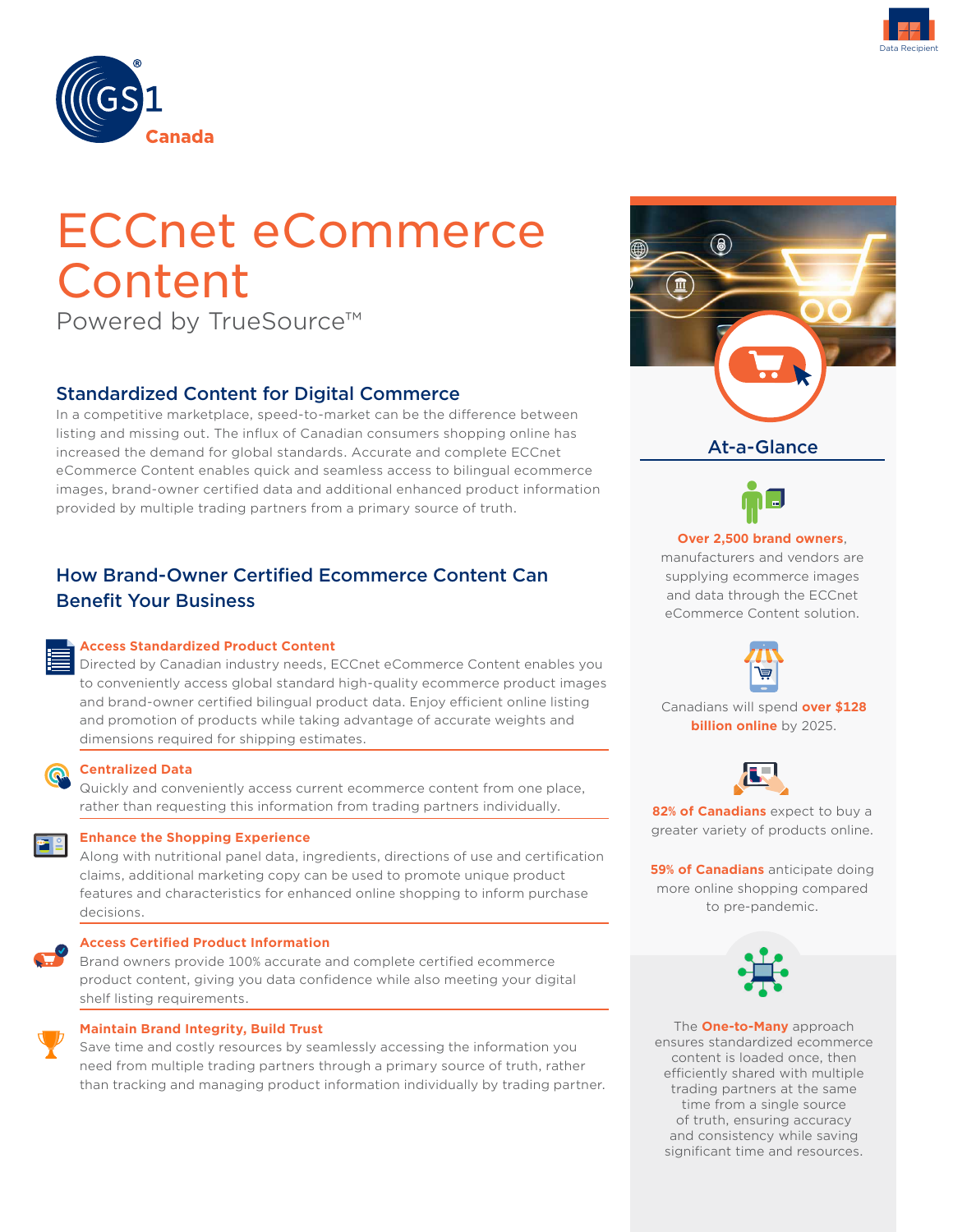Data Recipient

# ECCnet eCommerce Content

Powered by TrueSource™

## Standardized Content for Digital Commerce

In a competitive marketplace, speed-to-market can be the difference between listing and missing out. The influx of Canadian consumers shopping online has increased the demand for global standards. Accurate and complete ECCnet eCommerce Content enables quick and seamless access to bilingual ecommerce images, brand-owner certified data and additional enhanced product information provided by multiple trading partners from a primary source of truth.

## How Brand-Owner Certified Ecommerce Content Can Benefit Your Business

### Access Standardized Product Content

Directed by Canadian industry needs, ECCnet eCommerce Content enables you to conveniently access global standard high-quality ecommerce product images and brand-owner certified bilingual product data. Enjoy efficient online listing and promotion of products while taking advantage of accurate weights and dimensions required for shipping estimates.

### Centralized Data

Quickly and conveniently access current ecommerce content from one place, rather than requesting this information from trading partners individually.

### Enhance the Shopping Experience

Along with nutritional panel data, ingredients, directions of use and certification claims, additional marketing copy can be used to promote unique product features and characteristics for enhanced online shopping to inform purchase decisions.

### Access Certified Product Information

Brand owners provide 100% accurate and complete certified ecommerce product content, giving you data confidence while also meeting your digital shelf listing requirements.

### Maintain Brand Integrity, Build Trust

Save time and costly resources by seamlessly accessing the information you need from multiple trading partners through a primary source of truth, rather than tracking and managing product information individually by trading partner.

## At-a-Glance

**Over 2,500 brand owners**, manufacturers and vendors are supplying ecommerce images and data through the ECCnet eCommerce Content solution.

Canadians will spend **over $128 billion online** by 2025.

**82% of Canadians** expect to buy a greater variety of products online.

**59% of Canadians** anticipate doing more online shopping compared to pre-pandemic.

The **One-to-Many** approach ensures standardized ecommerce content is loaded once, then efficiently shared with multiple trading partners at the same time from a single source of truth, ensuring accuracy and consistency while saving significant time and resources.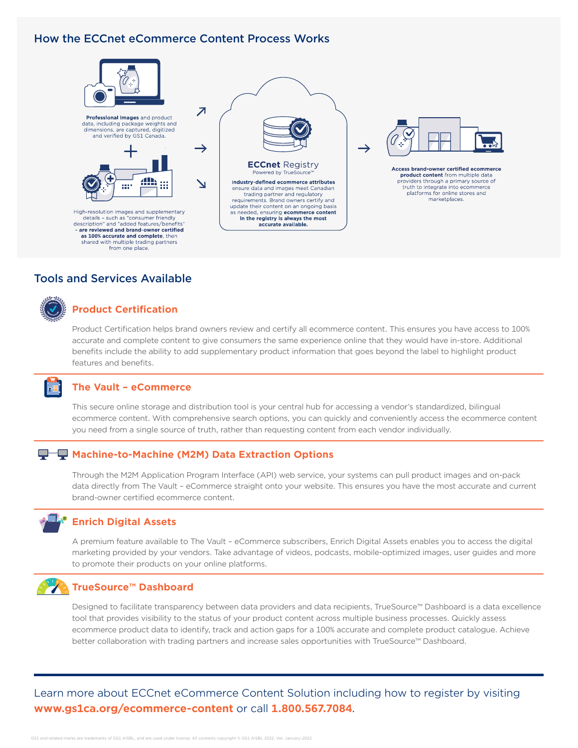## How the ECCnet eCommerce Content Process Works

**Professional images** and product data, including package weights and dimensions, are captured, digitized and verified by GS1 Canada.

+

High-resolution images and supplementary details – such as "consumer friendly description" and "added features/benefits" – **are reviewed and brand-owner certified as 100% accurate and complete**, then shared with multiple trading partners from one place.

**ECCnet** Registry
Powered by TrueSource™

**Industry-defined ecommerce attributes** ensure data and images meet Canadian trading partner and regulatory requirements. Brand owners certify and update their content on an ongoing basis as needed, ensuring **ecommerce content in the registry is always the most accurate available.**

**Access brand-owner certified ecommerce product content** from multiple data providers through a primary source of truth to integrate into ecommerce platforms for online stores and marketplaces.

## Tools and Services Available

### Product Certification

Product Certification helps brand owners review and certify all ecommerce content. This ensures you have access to 100% accurate and complete content to give consumers the same experience online that they would have in-store. Additional benefits include the ability to add supplementary product information that goes beyond the label to highlight product features and benefits.

### The Vault – eCommerce

This secure online storage and distribution tool is your central hub for accessing a vendor's standardized, bilingual ecommerce content. With comprehensive search options, you can quickly and conveniently access the ecommerce content you need from a single source of truth, rather than requesting content from each vendor individually.

### Machine-to-Machine (M2M) Data Extraction Options

Through the M2M Application Program Interface (API) web service, your systems can pull product images and on-pack data directly from The Vault – eCommerce straight onto your website. This ensures you have the most accurate and current brand-owner certified ecommerce content.

### Enrich Digital Assets

A premium feature available to The Vault – eCommerce subscribers, Enrich Digital Assets enables you to access the digital marketing provided by your vendors. Take advantage of videos, podcasts, mobile-optimized images, user guides and more to promote their products on your online platforms.

### TrueSource™ Dashboard

Designed to facilitate transparency between data providers and data recipients, TrueSource™ Dashboard is a data excellence tool that provides visibility to the status of your product content across multiple business processes. Quickly assess ecommerce product data to identify, track and action gaps for a 100% accurate and complete product catalogue. Achieve better collaboration with trading partners and increase sales opportunities with TrueSource™ Dashboard.

---

Learn more about ECCnet eCommerce Content Solution including how to register by visiting **www.gs1ca.org/ecommerce-content** or call **1.800.567.7084**.

GS1 and related marks are trademarks of GS1 AISBL, and are used under license. All contents copyright © GS1 AISBL 2022. Ver. January-2022